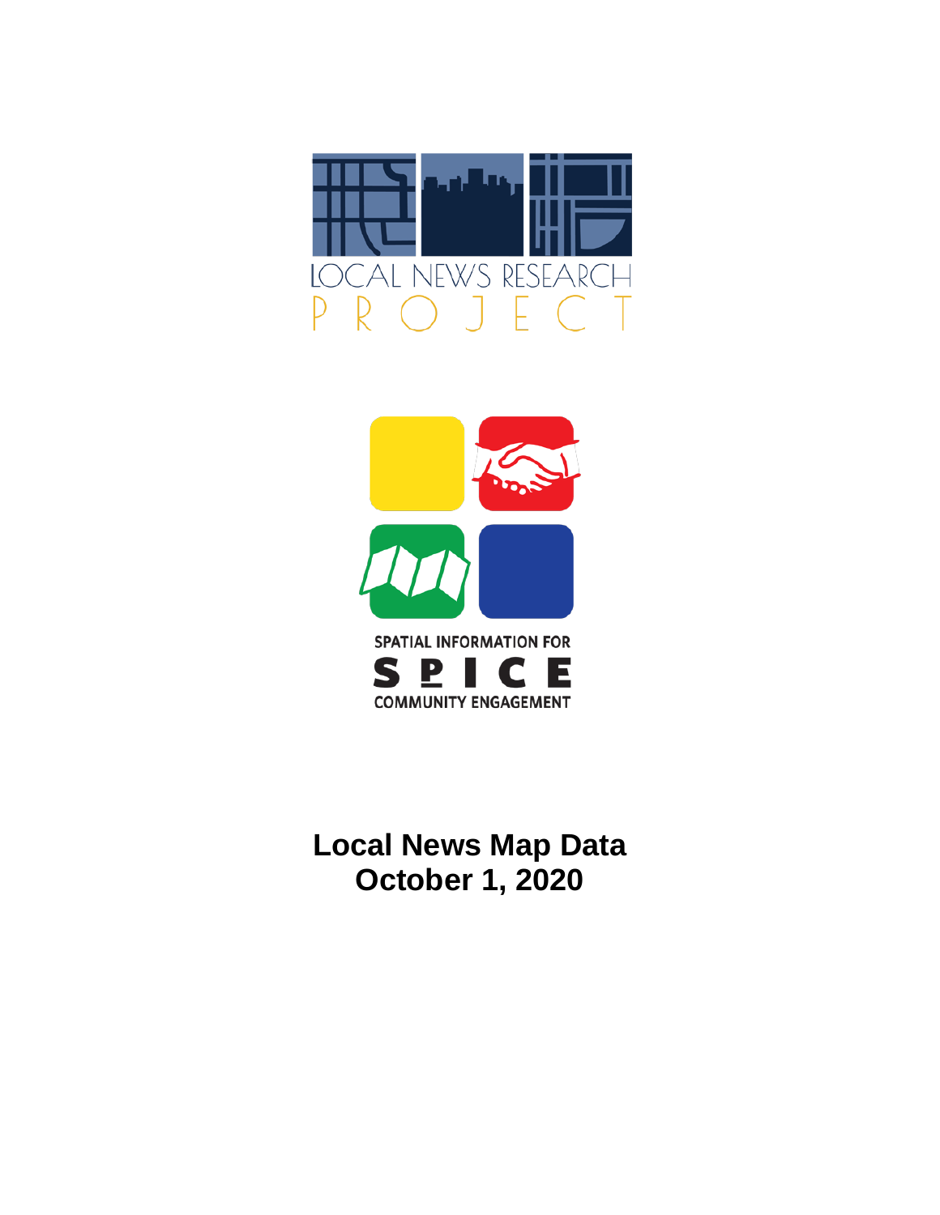LOCAL NEWS RESEARCH PROJECT

SPATIAL INFORMATION FOR COMMUNITY ENGAGEMENT

SPICE

# Local News Map Data
# October 1, 2020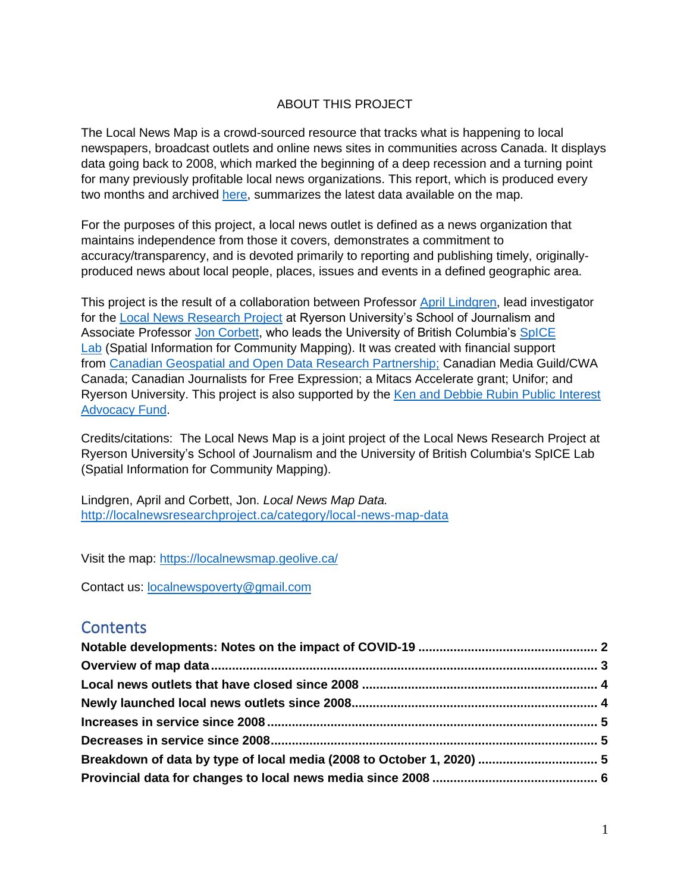ABOUT THIS PROJECT

The Local News Map is a crowd-sourced resource that tracks what is happening to local newspapers, broadcast outlets and online news sites in communities across Canada. It displays data going back to 2008, which marked the beginning of a deep recession and a turning point for many previously profitable local news organizations. This report, which is produced every two months and archived [here](), summarizes the latest data available on the map.

For the purposes of this project, a local news outlet is defined as a news organization that maintains independence from those it covers, demonstrates a commitment to accuracy/transparency, and is devoted primarily to reporting and publishing timely, originally-produced news about local people, places, issues and events in a defined geographic area.

This project is the result of a collaboration between Professor April Lindgren, lead investigator for the Local News Research Project at Ryerson University's School of Journalism and Associate Professor Jon Corbett, who leads the University of British Columbia's SpICE Lab (Spatial Information for Community Mapping). It was created with financial support from Canadian Geospatial and Open Data Research Partnership; Canadian Media Guild/CWA Canada; Canadian Journalists for Free Expression; a Mitacs Accelerate grant; Unifor; and Ryerson University. This project is also supported by the Ken and Debbie Rubin Public Interest Advocacy Fund.

Credits/citations: The Local News Map is a joint project of the Local News Research Project at Ryerson University's School of Journalism and the University of British Columbia's SpICE Lab (Spatial Information for Community Mapping).

Lindgren, April and Corbett, Jon. *Local News Map Data.*
http://localnewsresearchproject.ca/category/local-news-map-data

Visit the map: https://localnewsmap.geolive.ca/

Contact us: localnewspoverty@gmail.com

## Contents

**Notable developments: Notes on the impact of COVID-19 ..................................... 2**
**Overview of map data ......................................................................................... 3**
**Local news outlets that have closed since 2008 .................................................. 4**
**Newly launched local news outlets since 2008 ..................................................... 4**
**Increases in service since 2008 ........................................................................... 5**
**Decreases in service since 2008 .......................................................................... 5**
**Breakdown of data by type of local media (2008 to October 1, 2020) .................. 5**
**Provincial data for changes to local news media since 2008 ............................... 6**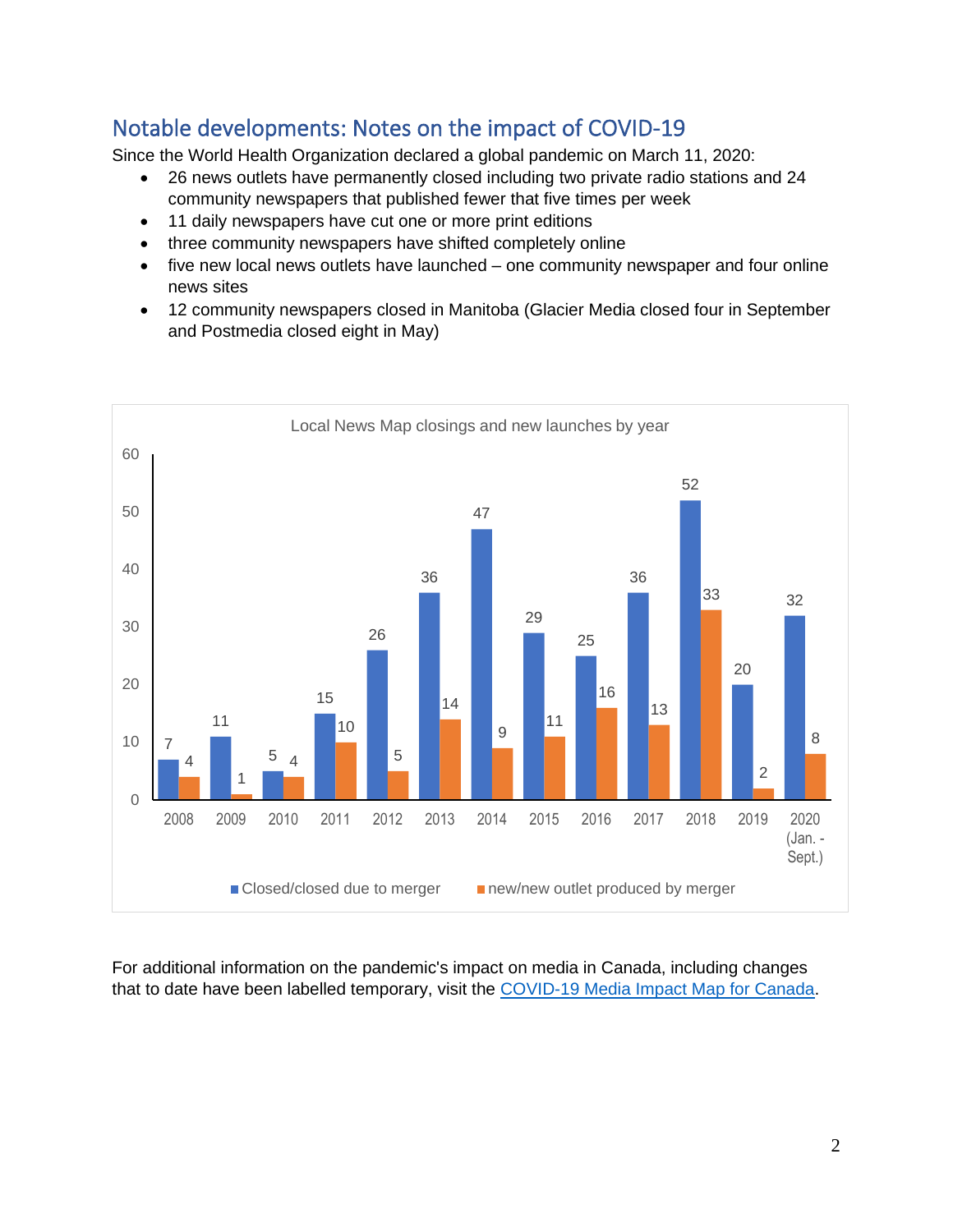## Notable developments: Notes on the impact of COVID-19

Since the World Health Organization declared a global pandemic on March 11, 2020:

- 26 news outlets have permanently closed including two private radio stations and 24 community newspapers that published fewer that five times per week
- 11 daily newspapers have cut one or more print editions
- three community newspapers have shifted completely online
- five new local news outlets have launched – one community newspaper and four online news sites
- 12 community newspapers closed in Manitoba (Glacier Media closed four in September and Postmedia closed eight in May)

Local News Map closings and new launches by year

60
50
40
30
20
10
0

2008: 7, 4
2009: 11, 1
2010: 5, 4
2011: 15, 10
2012: 26, 5
2013: 36, 14
2014: 47, 9
2015: 29, 11
2016: 25, 16
2017: 36, 13
2018: 52, 33
2019: 20, 2
2020 (Jan. - Sept.): 32, 8

Closed/closed due to merger
new/new outlet produced by merger

For additional information on the pandemic's impact on media in Canada, including changes that to date have been labelled temporary, visit the [COVID-19 Media Impact Map for Canada](#).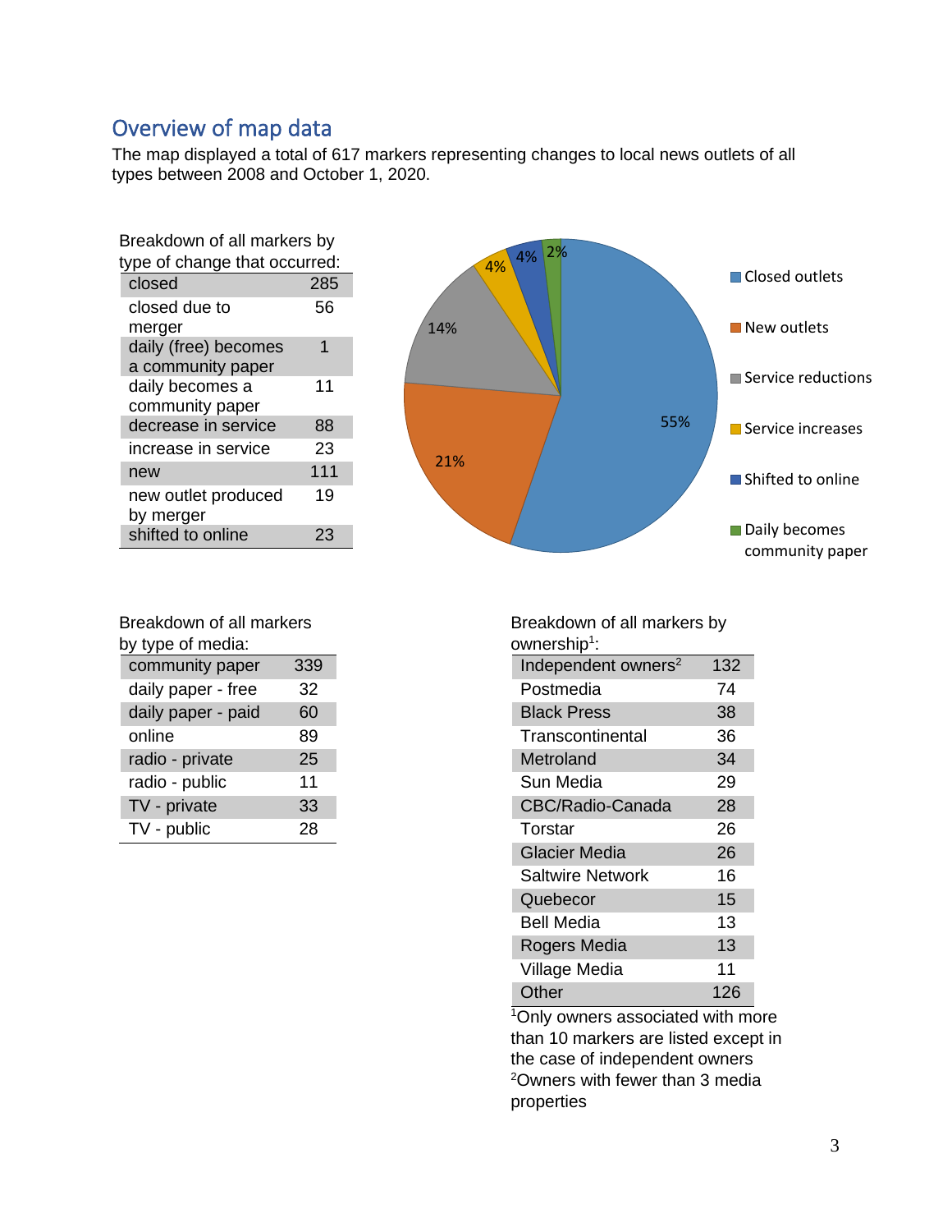## Overview of map data

The map displayed a total of 617 markers representing changes to local news outlets of all types between 2008 and October 1, 2020.

Breakdown of all markers by type of change that occurred:

| | |
|---|---|
| closed | 285 |
| closed due to merger | 56 |
| daily (free) becomes a community paper | 1 |
| daily becomes a community paper | 11 |
| decrease in service | 88 |
| increase in service | 23 |
| new | 111 |
| new outlet produced by merger | 19 |
| shifted to online | 23 |

55%
21%
14%
4%
4%
2%

Closed outlets
New outlets
Service reductions
Service increases
Shifted to online
Daily becomes community paper

Breakdown of all markers by type of media:

| | |
|---|---|
| community paper | 339 |
| daily paper - free | 32 |
| daily paper - paid | 60 |
| online | 89 |
| radio - private | 25 |
| radio - public | 11 |
| TV - private | 33 |
| TV - public | 28 |

Breakdown of all markers by ownership[1]:

| | |
|---|---|
| Independent owners[2] | 132 |
| Postmedia | 74 |
| Black Press | 38 |
| Transcontinental | 36 |
| Metroland | 34 |
| Sun Media | 29 |
| CBC/Radio-Canada | 28 |
| Torstar | 26 |
| Glacier Media | 26 |
| Saltwire Network | 16 |
| Quebecor | 15 |
| Bell Media | 13 |
| Rogers Media | 13 |
| Village Media | 11 |
| Other | 126 |

[1]Only owners associated with more than 10 markers are listed except in the case of independent owners

[2]Owners with fewer than 3 media properties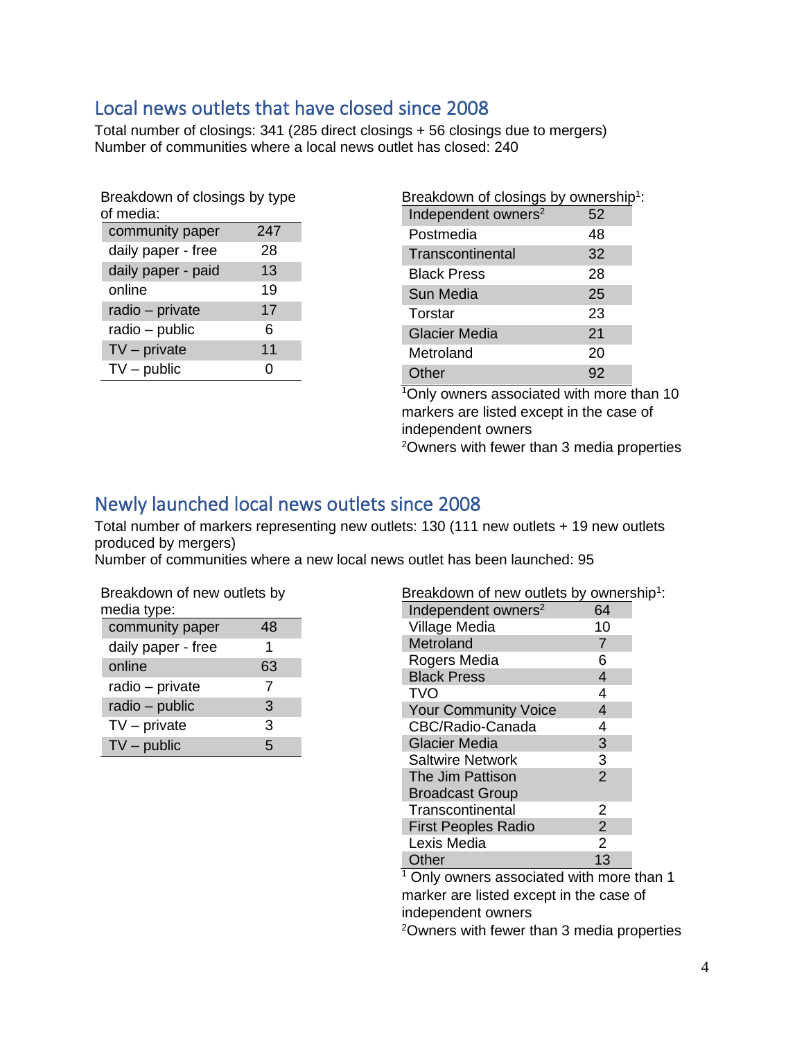## Local news outlets that have closed since 2008

Total number of closings: 341 (285 direct closings + 56 closings due to mergers)
Number of communities where a local news outlet has closed: 240

Breakdown of closings by type of media:

| | |
|---|---|
| community paper | 247 |
| daily paper - free | 28 |
| daily paper - paid | 13 |
| online | 19 |
| radio – private | 17 |
| radio – public | 6 |
| TV – private | 11 |
| TV – public | 0 |

Breakdown of closings by ownership[1]:

| | |
|---|---|
| Independent owners[2] | 52 |
| Postmedia | 48 |
| Transcontinental | 32 |
| Black Press | 28 |
| Sun Media | 25 |
| Torstar | 23 |
| Glacier Media | 21 |
| Metroland | 20 |
| Other | 92 |

[1]Only owners associated with more than 10 markers are listed except in the case of independent owners
[2]Owners with fewer than 3 media properties

## Newly launched local news outlets since 2008

Total number of markers representing new outlets: 130 (111 new outlets + 19 new outlets produced by mergers)
Number of communities where a new local news outlet has been launched: 95

Breakdown of new outlets by media type:

| | |
|---|---|
| community paper | 48 |
| daily paper - free | 1 |
| online | 63 |
| radio – private | 7 |
| radio – public | 3 |
| TV – private | 3 |
| TV – public | 5 |

Breakdown of new outlets by ownership[1]:

| | |
|---|---|
| Independent owners[2] | 64 |
| Village Media | 10 |
| Metroland | 7 |
| Rogers Media | 6 |
| Black Press | 4 |
| TVO | 4 |
| Your Community Voice | 4 |
| CBC/Radio-Canada | 4 |
| Glacier Media | 3 |
| Saltwire Network | 3 |
| The Jim Pattison Broadcast Group | 2 |
| Transcontinental | 2 |
| First Peoples Radio | 2 |
| Lexis Media | 2 |
| Other | 13 |

[1] Only owners associated with more than 1 marker are listed except in the case of independent owners
[2]Owners with fewer than 3 media properties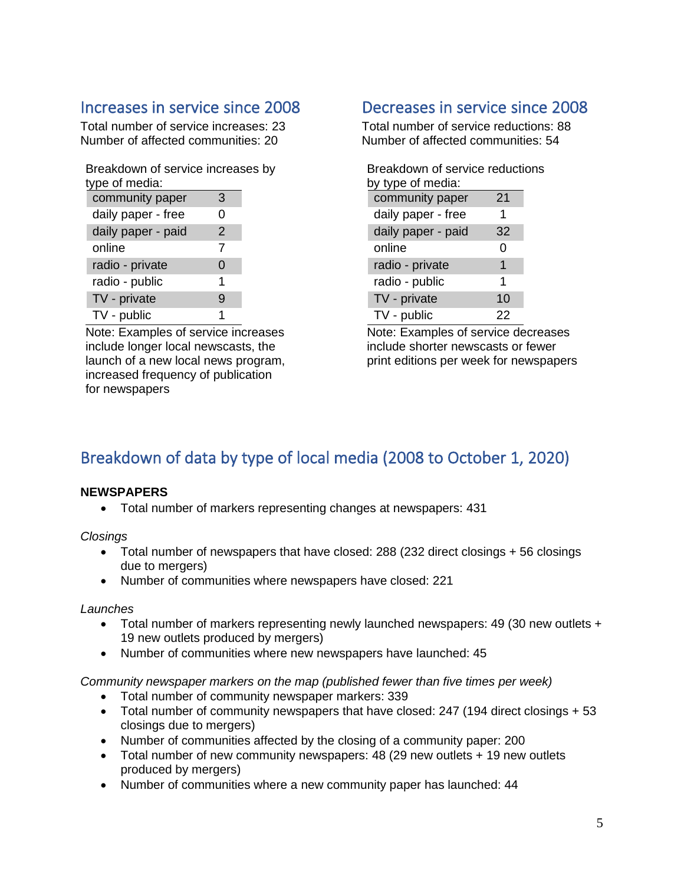## Increases in service since 2008

Total number of service increases: 23
Number of affected communities: 20

Breakdown of service increases by type of media:

| | |
|---|---|
| community paper | 3 |
| daily paper - free | 0 |
| daily paper - paid | 2 |
| online | 7 |
| radio - private | 0 |
| radio - public | 1 |
| TV - private | 9 |
| TV - public | 1 |

Note: Examples of service increases include longer local newscasts, the launch of a new local news program, increased frequency of publication for newspapers

## Decreases in service since 2008

Total number of service reductions: 88
Number of affected communities: 54

Breakdown of service reductions by type of media:

| | |
|---|---|
| community paper | 21 |
| daily paper - free | 1 |
| daily paper - paid | 32 |
| online | 0 |
| radio - private | 1 |
| radio - public | 1 |
| TV - private | 10 |
| TV - public | 22 |

Note: Examples of service decreases include shorter newscasts or fewer print editions per week for newspapers

## Breakdown of data by type of local media (2008 to October 1, 2020)

**NEWSPAPERS**

- Total number of markers representing changes at newspapers: 431

*Closings*

- Total number of newspapers that have closed: 288 (232 direct closings + 56 closings due to mergers)
- Number of communities where newspapers have closed: 221

*Launches*

- Total number of markers representing newly launched newspapers: 49 (30 new outlets + 19 new outlets produced by mergers)
- Number of communities where new newspapers have launched: 45

*Community newspaper markers on the map (published fewer than five times per week)*

- Total number of community newspaper markers: 339
- Total number of community newspapers that have closed: 247 (194 direct closings + 53 closings due to mergers)
- Number of communities affected by the closing of a community paper: 200
- Total number of new community newspapers: 48 (29 new outlets + 19 new outlets produced by mergers)
- Number of communities where a new community paper has launched: 44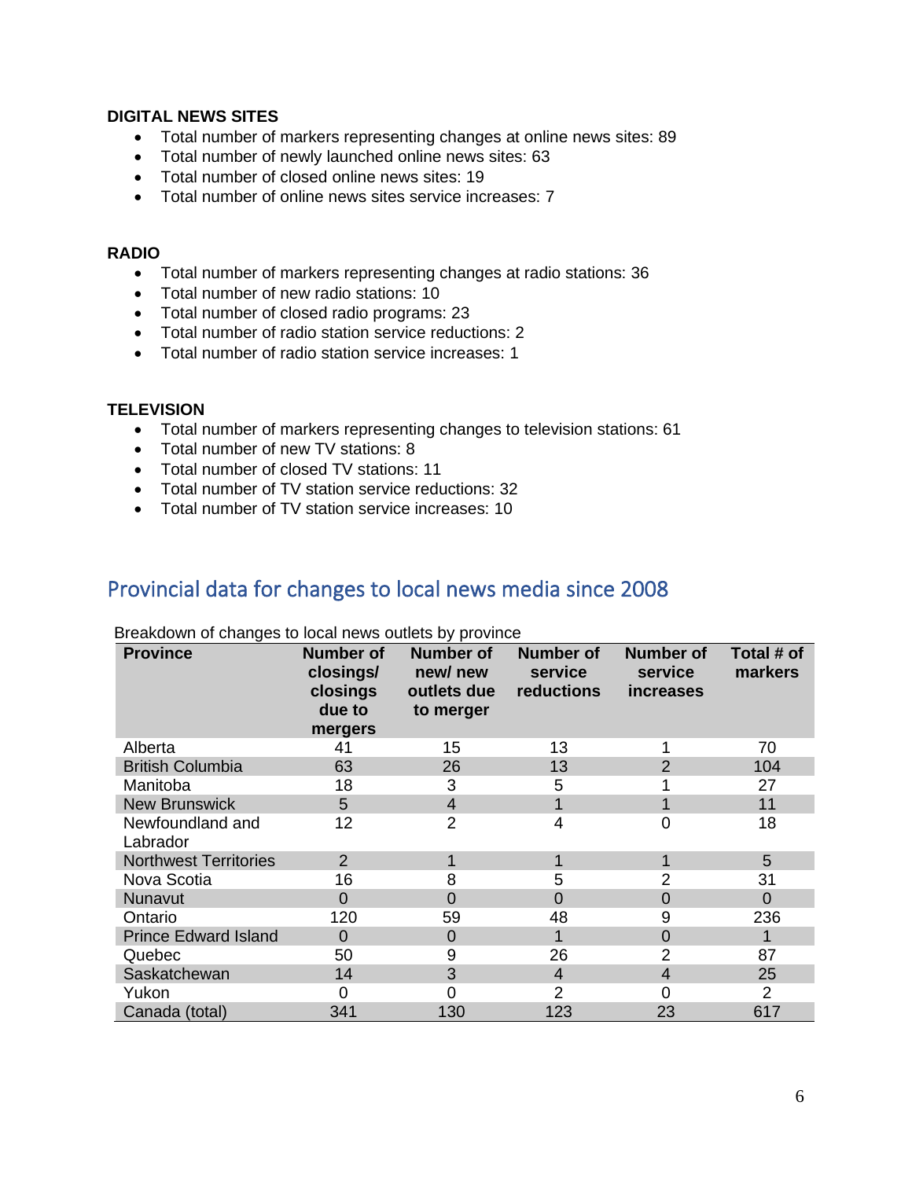**DIGITAL NEWS SITES**

- Total number of markers representing changes at online news sites: 89
- Total number of newly launched online news sites: 63
- Total number of closed online news sites: 19
- Total number of online news sites service increases: 7

**RADIO**

- Total number of markers representing changes at radio stations: 36
- Total number of new radio stations: 10
- Total number of closed radio programs: 23
- Total number of radio station service reductions: 2
- Total number of radio station service increases: 1

**TELEVISION**

- Total number of markers representing changes to television stations: 61
- Total number of new TV stations: 8
- Total number of closed TV stations: 11
- Total number of TV station service reductions: 32
- Total number of TV station service increases: 10

## Provincial data for changes to local news media since 2008

Breakdown of changes to local news outlets by province

| Province | Number of closings/ closings due to mergers | Number of new/ new outlets due to merger | Number of service reductions | Number of service increases | Total # of markers |
|---|---|---|---|---|---|
| Alberta | 41 | 15 | 13 | 1 | 70 |
| British Columbia | 63 | 26 | 13 | 2 | 104 |
| Manitoba | 18 | 3 | 5 | 1 | 27 |
| New Brunswick | 5 | 4 | 1 | 1 | 11 |
| Newfoundland and Labrador | 12 | 2 | 4 | 0 | 18 |
| Northwest Territories | 2 | 1 | 1 | 1 | 5 |
| Nova Scotia | 16 | 8 | 5 | 2 | 31 |
| Nunavut | 0 | 0 | 0 | 0 | 0 |
| Ontario | 120 | 59 | 48 | 9 | 236 |
| Prince Edward Island | 0 | 0 | 1 | 0 | 1 |
| Quebec | 50 | 9 | 26 | 2 | 87 |
| Saskatchewan | 14 | 3 | 4 | 4 | 25 |
| Yukon | 0 | 0 | 2 | 0 | 2 |
| Canada (total) | 341 | 130 | 123 | 23 | 617 |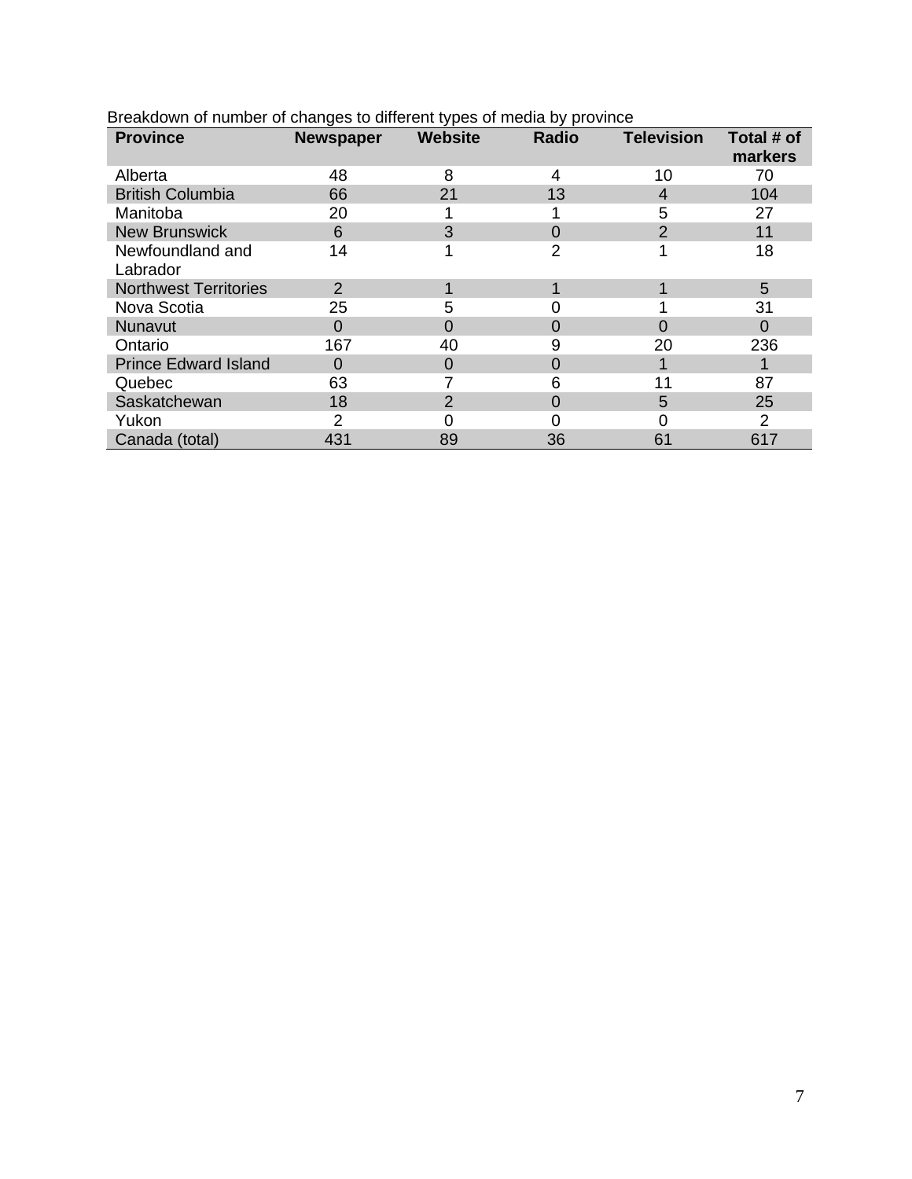Breakdown of number of changes to different types of media by province

| Province | Newspaper | Website | Radio | Television | Total # of markers |
|---|---|---|---|---|---|
| Alberta | 48 | 8 | 4 | 10 | 70 |
| British Columbia | 66 | 21 | 13 | 4 | 104 |
| Manitoba | 20 | 1 | 1 | 5 | 27 |
| New Brunswick | 6 | 3 | 0 | 2 | 11 |
| Newfoundland and Labrador | 14 | 1 | 2 | 1 | 18 |
| Northwest Territories | 2 | 1 | 1 | 1 | 5 |
| Nova Scotia | 25 | 5 | 0 | 1 | 31 |
| Nunavut | 0 | 0 | 0 | 0 | 0 |
| Ontario | 167 | 40 | 9 | 20 | 236 |
| Prince Edward Island | 0 | 0 | 0 | 1 | 1 |
| Quebec | 63 | 7 | 6 | 11 | 87 |
| Saskatchewan | 18 | 2 | 0 | 5 | 25 |
| Yukon | 2 | 0 | 0 | 0 | 2 |
| Canada (total) | 431 | 89 | 36 | 61 | 617 |